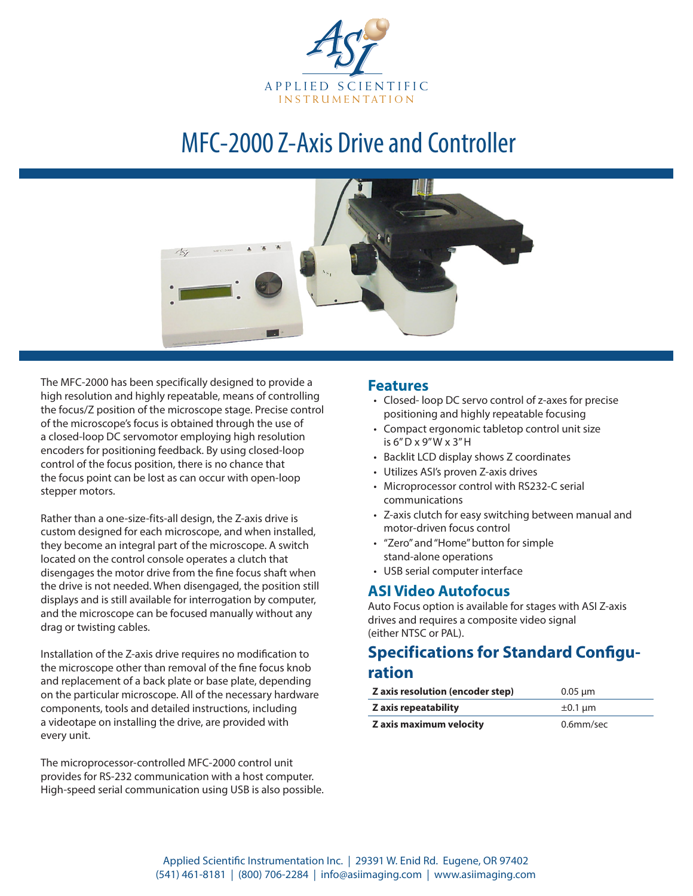APPLIED SCIENTIFIC INSTRUMENTATION

# MFC-2000 Z-Axis Drive and Controller

The MFC-2000 has been specifically designed to provide a high resolution and highly repeatable, means of controlling the focus/Z position of the microscope stage. Precise control of the microscope's focus is obtained through the use of a closed-loop DC servomotor employing high resolution encoders for positioning feedback. By using closed-loop control of the focus position, there is no chance that the focus point can be lost as can occur with open-loop stepper motors.

Rather than a one-size-fits-all design, the Z-axis drive is custom designed for each microscope, and when installed, they become an integral part of the microscope. A switch located on the control console operates a clutch that disengages the motor drive from the fine focus shaft when the drive is not needed. When disengaged, the position still displays and is still available for interrogation by computer, and the microscope can be focused manually without any drag or twisting cables.

Installation of the Z-axis drive requires no modification to the microscope other than removal of the fine focus knob and replacement of a back plate or base plate, depending on the particular microscope. All of the necessary hardware components, tools and detailed instructions, including a videotape on installing the drive, are provided with every unit.

The microprocessor-controlled MFC-2000 control unit provides for RS-232 communication with a host computer. High-speed serial communication using USB is also possible.

## Features

- Closed- loop DC servo control of z-axes for precise positioning and highly repeatable focusing
- Compact ergonomic tabletop control unit size is 6" D x 9" W x 3" H
- Backlit LCD display shows Z coordinates
- Utilizes ASI's proven Z-axis drives
- Microprocessor control with RS232-C serial communications
- Z-axis clutch for easy switching between manual and motor-driven focus control
- "Zero" and "Home" button for simple stand-alone operations
- USB serial computer interface

## ASI Video Autofocus

Auto Focus option is available for stages with ASI Z-axis drives and requires a composite video signal (either NTSC or PAL).

## Specifications for Standard Configuration

| | |
|---|---|
| **Z axis resolution (encoder step)** | 0.05 µm |
| **Z axis repeatability** | ±0.1 µm |
| **Z axis maximum velocity** | 0.6mm/sec |

Applied Scientific Instrumentation Inc. | 29391 W. Enid Rd. Eugene, OR 97402
(541) 461-8181 | (800) 706-2284 | info@asiimaging.com | www.asiimaging.com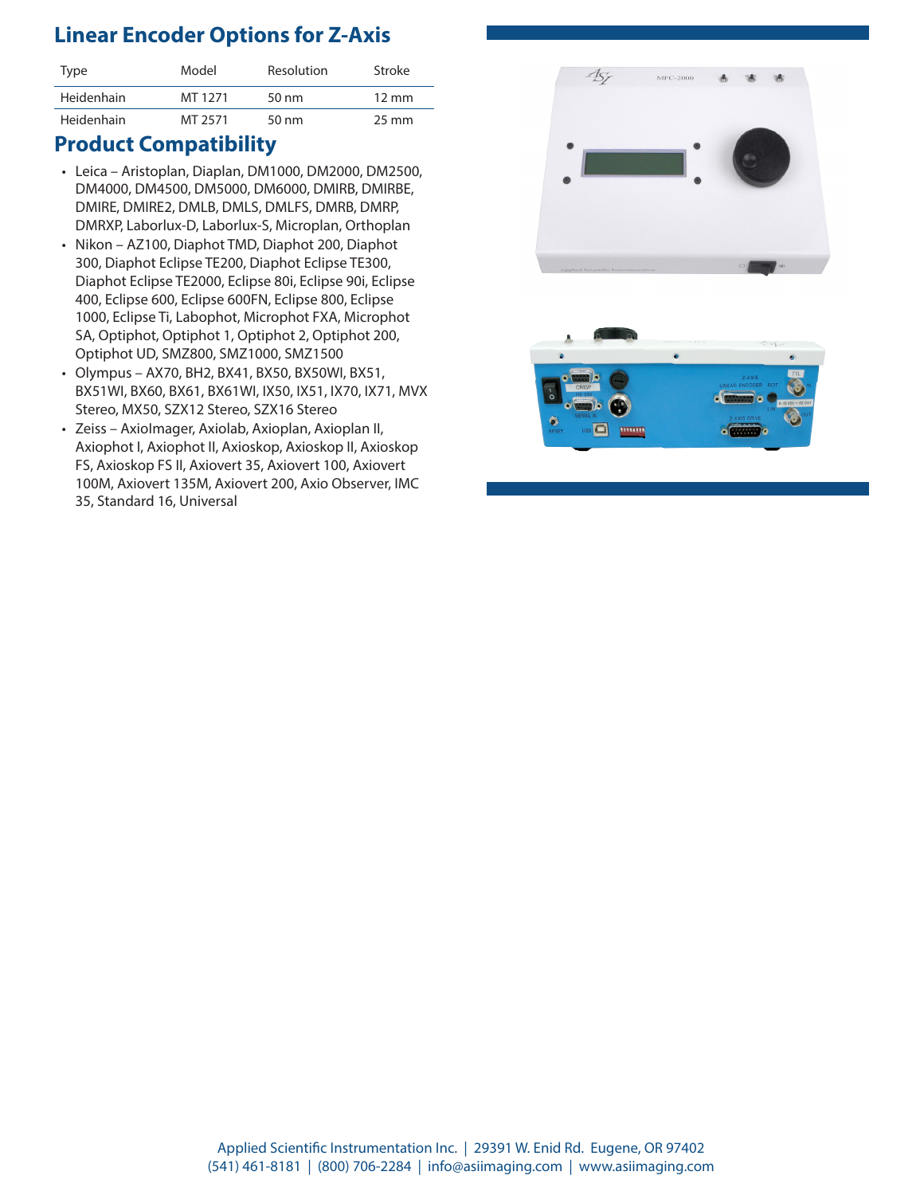## Linear Encoder Options for Z-Axis

| Type | Model | Resolution | Stroke |
|---|---|---|---|
| Heidenhain | MT 1271 | 50 nm | 12 mm |
| Heidenhain | MT 2571 | 50 nm | 25 mm |

## Product Compatibility

- Leica – Aristoplan, Diaplan, DM1000, DM2000, DM2500, DM4000, DM4500, DM5000, DM6000, DMIRB, DMIRBE, DMIRE, DMIRE2, DMLB, DMLS, DMLFS, DMRB, DMRP, DMRXP, Laborlux-D, Laborlux-S, Microplan, Orthoplan
- Nikon – AZ100, Diaphot TMD, Diaphot 200, Diaphot 300, Diaphot Eclipse TE200, Diaphot Eclipse TE300, Diaphot Eclipse TE2000, Eclipse 80i, Eclipse 90i, Eclipse 400, Eclipse 600, Eclipse 600FN, Eclipse 800, Eclipse 1000, Eclipse Ti, Labophot, Microphot FXA, Microphot SA, Optiphot, Optiphot 1, Optiphot 2, Optiphot 200, Optiphot UD, SMZ800, SMZ1000, SMZ1500
- Olympus – AX70, BH2, BX41, BX50, BX50WI, BX51, BX51WI, BX60, BX61, BX61WI, IX50, IX51, IX70, IX71, MVX Stereo, MX50, SZX12 Stereo, SZX16 Stereo
- Zeiss – AxioImager, Axiolab, Axioplan, Axioplan II, Axiophot I, Axiophot II, Axioskop, Axioskop II, Axioskop FS, Axioskop FS II, Axiovert 35, Axiovert 100, Axiovert 100M, Axiovert 135M, Axiovert 200, Axio Observer, IMC 35, Standard 16, Universal

Applied Scientific Instrumentation Inc. | 29391 W. Enid Rd. Eugene, OR 97402
(541) 461-8181 | (800) 706-2284 | info@asiimaging.com | www.asiimaging.com